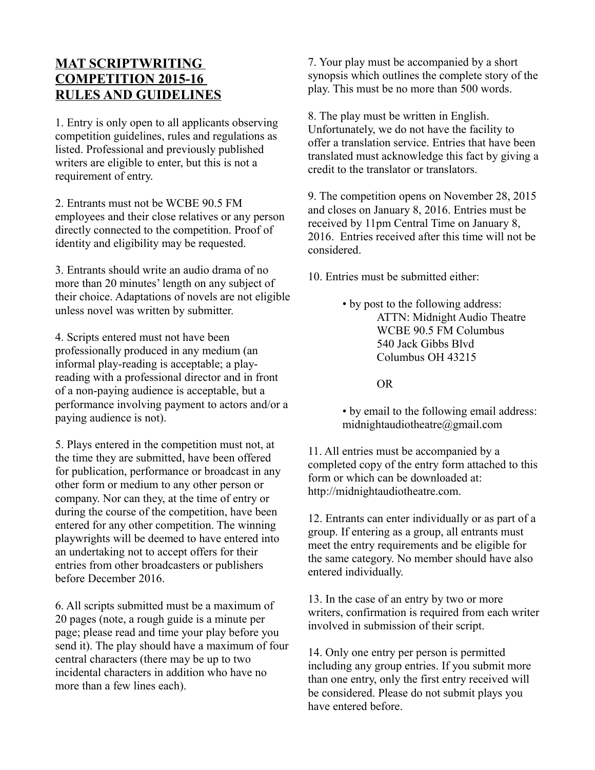# MAT SCRIPTWRITING COMPETITION 2015-16 RULES AND GUIDELINES

1. Entry is only open to all applicants observing competition guidelines, rules and regulations as listed. Professional and previously published writers are eligible to enter, but this is not a requirement of entry.

2. Entrants must not be WCBE 90.5 FM employees and their close relatives or any person directly connected to the competition. Proof of identity and eligibility may be requested.

3. Entrants should write an audio drama of no more than 20 minutes' length on any subject of their choice. Adaptations of novels are not eligible unless novel was written by submitter.

4. Scripts entered must not have been professionally produced in any medium (an informal play-reading is acceptable; a play-reading with a professional director and in front of a non-paying audience is acceptable, but a performance involving payment to actors and/or a paying audience is not).

5. Plays entered in the competition must not, at the time they are submitted, have been offered for publication, performance or broadcast in any other form or medium to any other person or company. Nor can they, at the time of entry or during the course of the competition, have been entered for any other competition. The winning playwrights will be deemed to have entered into an undertaking not to accept offers for their entries from other broadcasters or publishers before December 2016.

6. All scripts submitted must be a maximum of 20 pages (note, a rough guide is a minute per page; please read and time your play before you send it). The play should have a maximum of four central characters (there may be up to two incidental characters in addition who have no more than a few lines each).

7. Your play must be accompanied by a short synopsis which outlines the complete story of the play. This must be no more than 500 words.

8. The play must be written in English. Unfortunately, we do not have the facility to offer a translation service. Entries that have been translated must acknowledge this fact by giving a credit to the translator or translators.

9. The competition opens on November 28, 2015 and closes on January 8, 2016. Entries must be received by 11pm Central Time on January 8, 2016. Entries received after this time will not be considered.

10. Entries must be submitted either:

- by post to the following address:
  ATTN: Midnight Audio Theatre
  WCBE 90.5 FM Columbus
  540 Jack Gibbs Blvd
  Columbus OH 43215

  OR

- by email to the following email address:
  midnightaudiotheatre@gmail.com

11. All entries must be accompanied by a completed copy of the entry form attached to this form or which can be downloaded at: http://midnightaudiotheatre.com.

12. Entrants can enter individually or as part of a group. If entering as a group, all entrants must meet the entry requirements and be eligible for the same category. No member should have also entered individually.

13. In the case of an entry by two or more writers, confirmation is required from each writer involved in submission of their script.

14. Only one entry per person is permitted including any group entries. If you submit more than one entry, only the first entry received will be considered. Please do not submit plays you have entered before.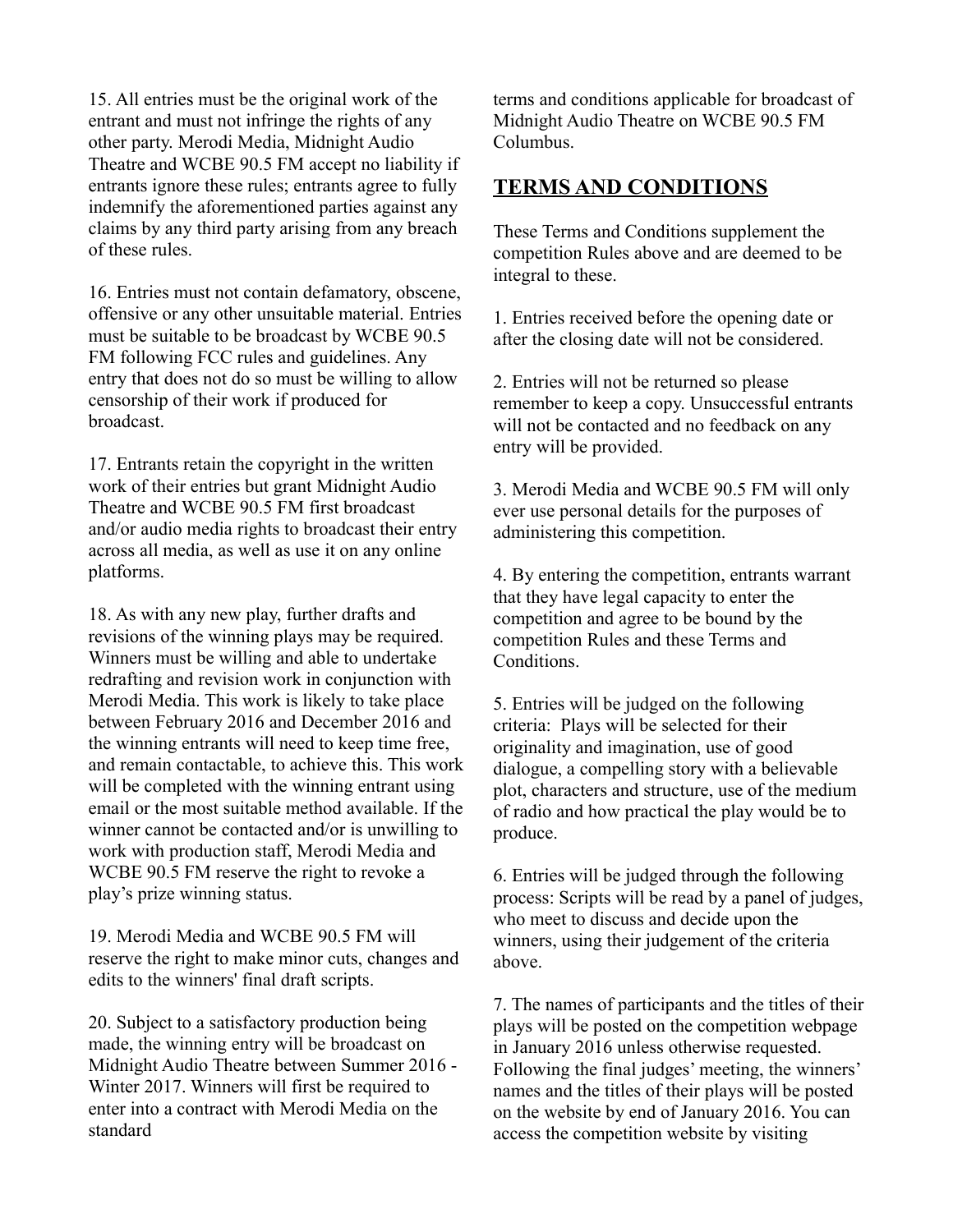15. All entries must be the original work of the entrant and must not infringe the rights of any other party. Merodi Media, Midnight Audio Theatre and WCBE 90.5 FM accept no liability if entrants ignore these rules; entrants agree to fully indemnify the aforementioned parties against any claims by any third party arising from any breach of these rules.

16. Entries must not contain defamatory, obscene, offensive or any other unsuitable material. Entries must be suitable to be broadcast by WCBE 90.5 FM following FCC rules and guidelines. Any entry that does not do so must be willing to allow censorship of their work if produced for broadcast.

17. Entrants retain the copyright in the written work of their entries but grant Midnight Audio Theatre and WCBE 90.5 FM first broadcast and/or audio media rights to broadcast their entry across all media, as well as use it on any online platforms.

18. As with any new play, further drafts and revisions of the winning plays may be required. Winners must be willing and able to undertake redrafting and revision work in conjunction with Merodi Media. This work is likely to take place between February 2016 and December 2016 and the winning entrants will need to keep time free, and remain contactable, to achieve this. This work will be completed with the winning entrant using email or the most suitable method available. If the winner cannot be contacted and/or is unwilling to work with production staff, Merodi Media and WCBE 90.5 FM reserve the right to revoke a play's prize winning status.

19. Merodi Media and WCBE 90.5 FM will reserve the right to make minor cuts, changes and edits to the winners' final draft scripts.

20. Subject to a satisfactory production being made, the winning entry will be broadcast on Midnight Audio Theatre between Summer 2016 - Winter 2017. Winners will first be required to enter into a contract with Merodi Media on the standard terms and conditions applicable for broadcast of Midnight Audio Theatre on WCBE 90.5 FM Columbus.

## TERMS AND CONDITIONS

These Terms and Conditions supplement the competition Rules above and are deemed to be integral to these.

1. Entries received before the opening date or after the closing date will not be considered.

2. Entries will not be returned so please remember to keep a copy. Unsuccessful entrants will not be contacted and no feedback on any entry will be provided.

3. Merodi Media and WCBE 90.5 FM will only ever use personal details for the purposes of administering this competition.

4. By entering the competition, entrants warrant that they have legal capacity to enter the competition and agree to be bound by the competition Rules and these Terms and Conditions.

5. Entries will be judged on the following criteria: Plays will be selected for their originality and imagination, use of good dialogue, a compelling story with a believable plot, characters and structure, use of the medium of radio and how practical the play would be to produce.

6. Entries will be judged through the following process: Scripts will be read by a panel of judges, who meet to discuss and decide upon the winners, using their judgement of the criteria above.

7. The names of participants and the titles of their plays will be posted on the competition webpage in January 2016 unless otherwise requested. Following the final judges' meeting, the winners' names and the titles of their plays will be posted on the website by end of January 2016. You can access the competition website by visiting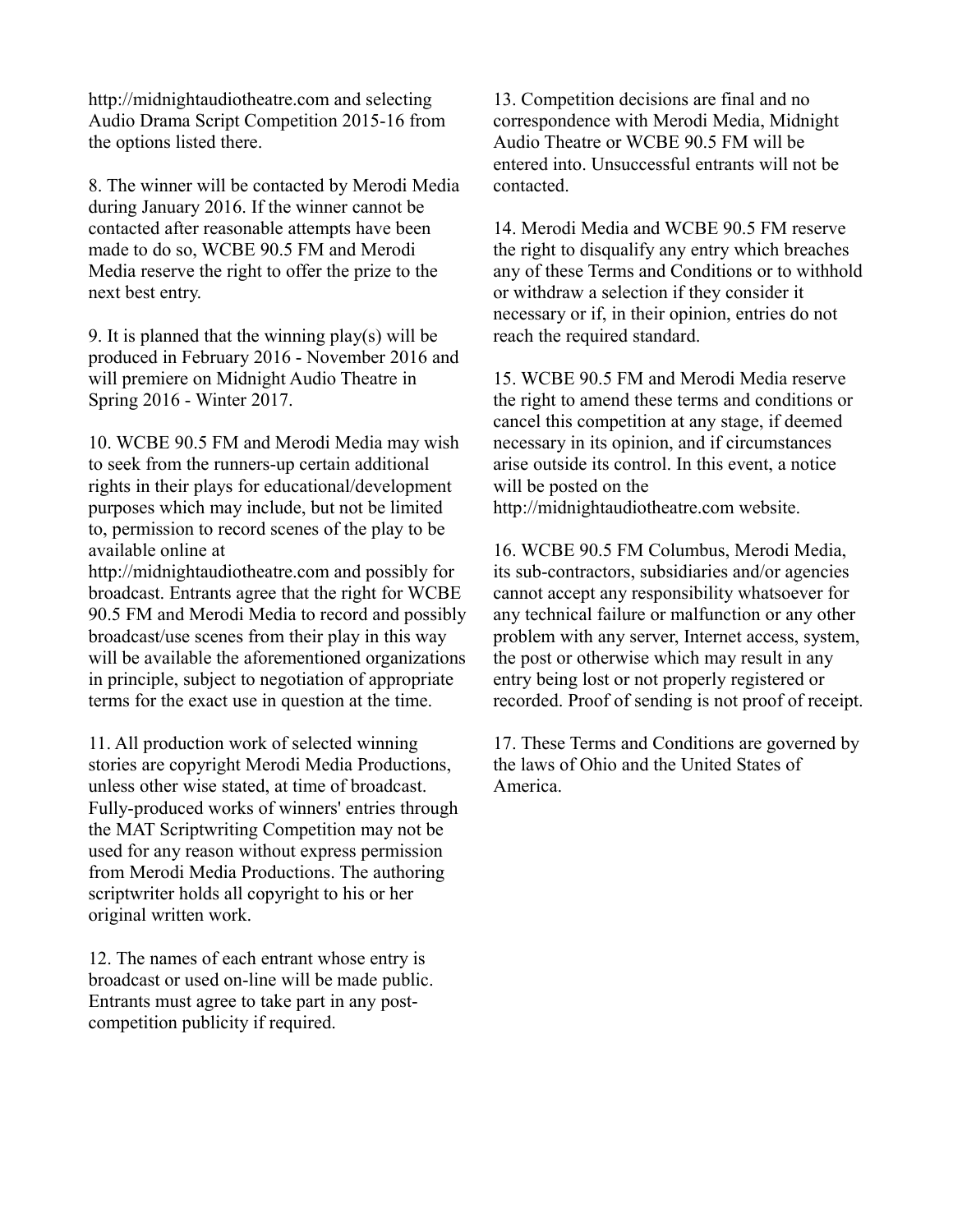http://midnightaudiotheatre.com and selecting Audio Drama Script Competition 2015-16 from the options listed there.

8. The winner will be contacted by Merodi Media during January 2016. If the winner cannot be contacted after reasonable attempts have been made to do so, WCBE 90.5 FM and Merodi Media reserve the right to offer the prize to the next best entry.

9. It is planned that the winning play(s) will be produced in February 2016 - November 2016 and will premiere on Midnight Audio Theatre in Spring 2016 - Winter 2017.

10. WCBE 90.5 FM and Merodi Media may wish to seek from the runners-up certain additional rights in their plays for educational/development purposes which may include, but not be limited to, permission to record scenes of the play to be available online at http://midnightaudiotheatre.com and possibly for broadcast. Entrants agree that the right for WCBE 90.5 FM and Merodi Media to record and possibly broadcast/use scenes from their play in this way will be available the aforementioned organizations in principle, subject to negotiation of appropriate terms for the exact use in question at the time.

11. All production work of selected winning stories are copyright Merodi Media Productions, unless other wise stated, at time of broadcast. Fully-produced works of winners' entries through the MAT Scriptwriting Competition may not be used for any reason without express permission from Merodi Media Productions. The authoring scriptwriter holds all copyright to his or her original written work.

12. The names of each entrant whose entry is broadcast or used on-line will be made public. Entrants must agree to take part in any post-competition publicity if required.

13. Competition decisions are final and no correspondence with Merodi Media, Midnight Audio Theatre or WCBE 90.5 FM will be entered into. Unsuccessful entrants will not be contacted.

14. Merodi Media and WCBE 90.5 FM reserve the right to disqualify any entry which breaches any of these Terms and Conditions or to withhold or withdraw a selection if they consider it necessary or if, in their opinion, entries do not reach the required standard.

15. WCBE 90.5 FM and Merodi Media reserve the right to amend these terms and conditions or cancel this competition at any stage, if deemed necessary in its opinion, and if circumstances arise outside its control. In this event, a notice will be posted on the http://midnightaudiotheatre.com website.

16. WCBE 90.5 FM Columbus, Merodi Media, its sub-contractors, subsidiaries and/or agencies cannot accept any responsibility whatsoever for any technical failure or malfunction or any other problem with any server, Internet access, system, the post or otherwise which may result in any entry being lost or not properly registered or recorded. Proof of sending is not proof of receipt.

17. These Terms and Conditions are governed by the laws of Ohio and the United States of America.